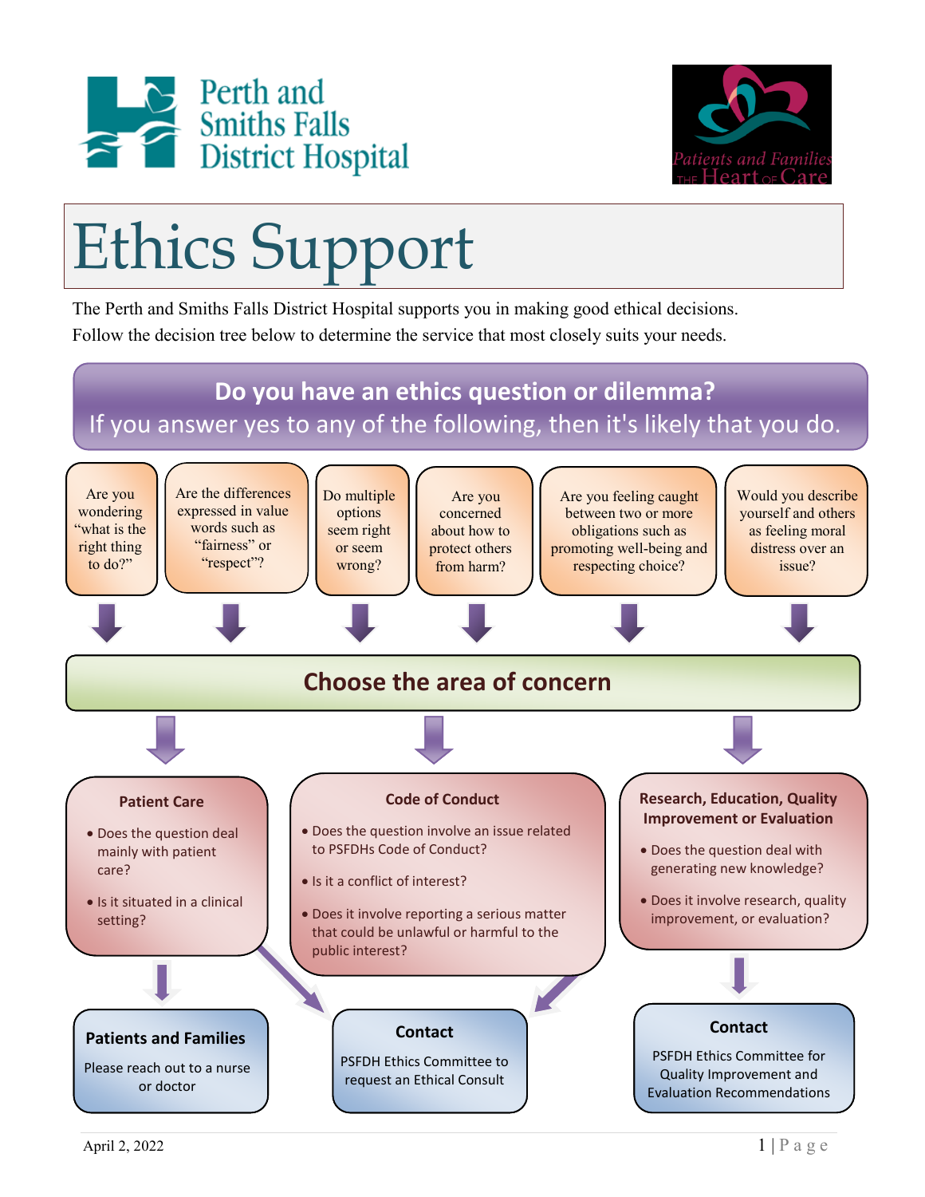Perth and Smiths Falls District Hospital

Patients and Families THE Heart OF Care

# Ethics Support

The Perth and Smiths Falls District Hospital supports you in making good ethical decisions.
Follow the decision tree below to determine the service that most closely suits your needs.

## Do you have an ethics question or dilemma?

If you answer yes to any of the following, then it's likely that you do.

- Are you wondering "what is the right thing to do?"
- Are the differences expressed in value words such as "fairness" or "respect"?
- Do multiple options seem right or seem wrong?
- Are you concerned about how to protect others from harm?
- Are you feeling caught between two or more obligations such as promoting well-being and respecting choice?
- Would you describe yourself and others as feeling moral distress over an issue?

## Choose the area of concern

### Patient Care

- Does the question deal mainly with patient care?
- Is it situated in a clinical setting?

**Patients and Families**

Please reach out to a nurse or doctor

**Contact**

PSFDH Ethics Committee to request an Ethical Consult

### Code of Conduct

- Does the question involve an issue related to PSFDHs Code of Conduct?
- Is it a conflict of interest?
- Does it involve reporting a serious matter that could be unlawful or harmful to the public interest?

**Contact**

PSFDH Ethics Committee to request an Ethical Consult

### Research, Education, Quality Improvement or Evaluation

- Does the question deal with generating new knowledge?
- Does it involve research, quality improvement, or evaluation?

**Contact**

PSFDH Ethics Committee for Quality Improvement and Evaluation Recommendations

April 2, 2022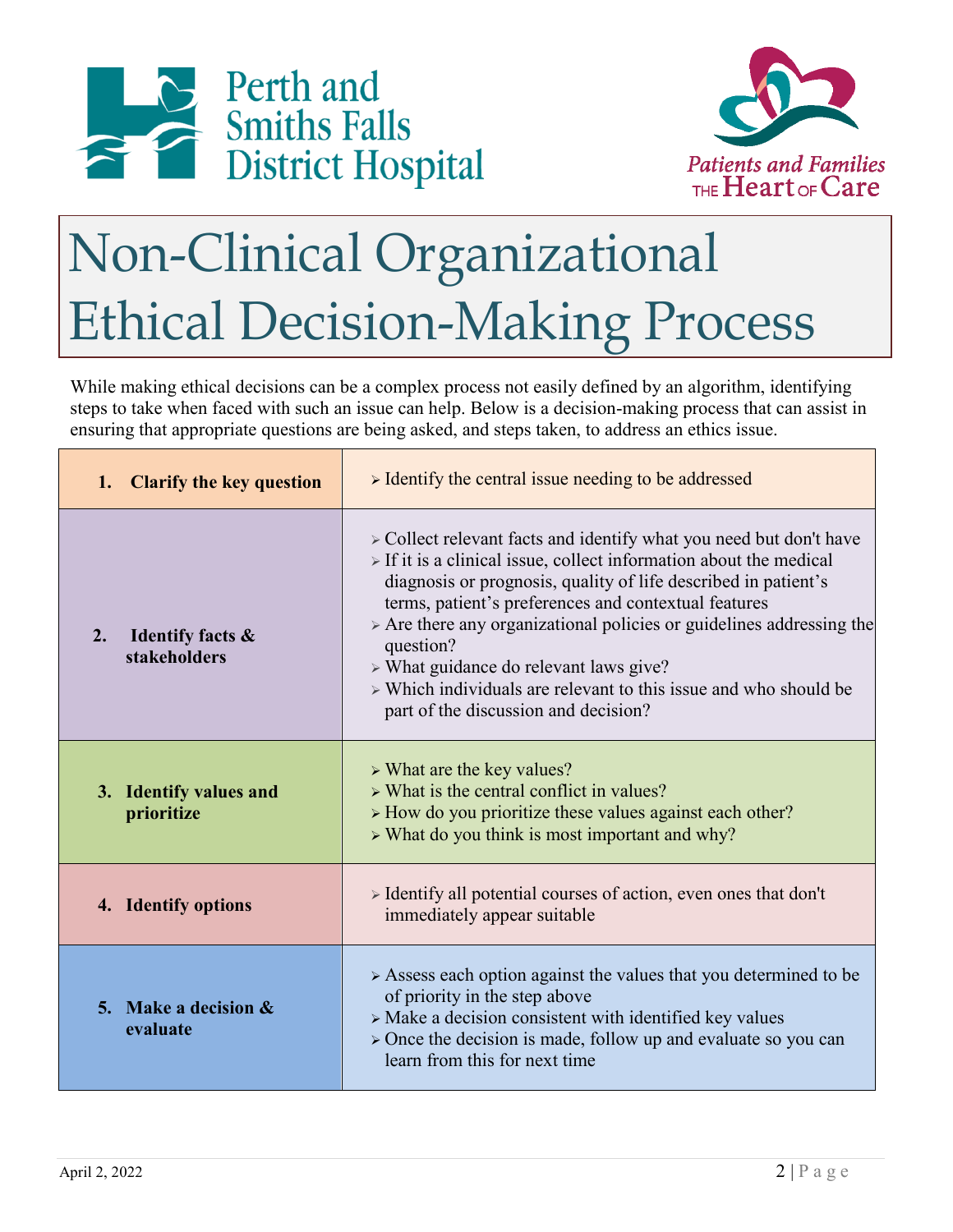Perth and Smiths Falls District Hospital

*Patients and Families* THE Heart OF Care

# Non-Clinical Organizational Ethical Decision-Making Process

While making ethical decisions can be a complex process not easily defined by an algorithm, identifying steps to take when faced with such an issue can help. Below is a decision-making process that can assist in ensuring that appropriate questions are being asked, and steps taken, to address an ethics issue.

| | |
|---|---|
| **1. Clarify the key question** | ➢ Identify the central issue needing to be addressed |
| **2. Identify facts & stakeholders** | ➢ Collect relevant facts and identify what you need but don't have<br>➢ If it is a clinical issue, collect information about the medical diagnosis or prognosis, quality of life described in patient's terms, patient's preferences and contextual features<br>➢ Are there any organizational policies or guidelines addressing the question?<br>➢ What guidance do relevant laws give?<br>➢ Which individuals are relevant to this issue and who should be part of the discussion and decision? |
| **3. Identify values and prioritize** | ➢ What are the key values?<br>➢ What is the central conflict in values?<br>➢ How do you prioritize these values against each other?<br>➢ What do you think is most important and why? |
| **4. Identify options** | ➢ Identify all potential courses of action, even ones that don't immediately appear suitable |
| **5. Make a decision & evaluate** | ➢ Assess each option against the values that you determined to be of priority in the step above<br>➢ Make a decision consistent with identified key values<br>➢ Once the decision is made, follow up and evaluate so you can learn from this for next time |

April 2, 2022